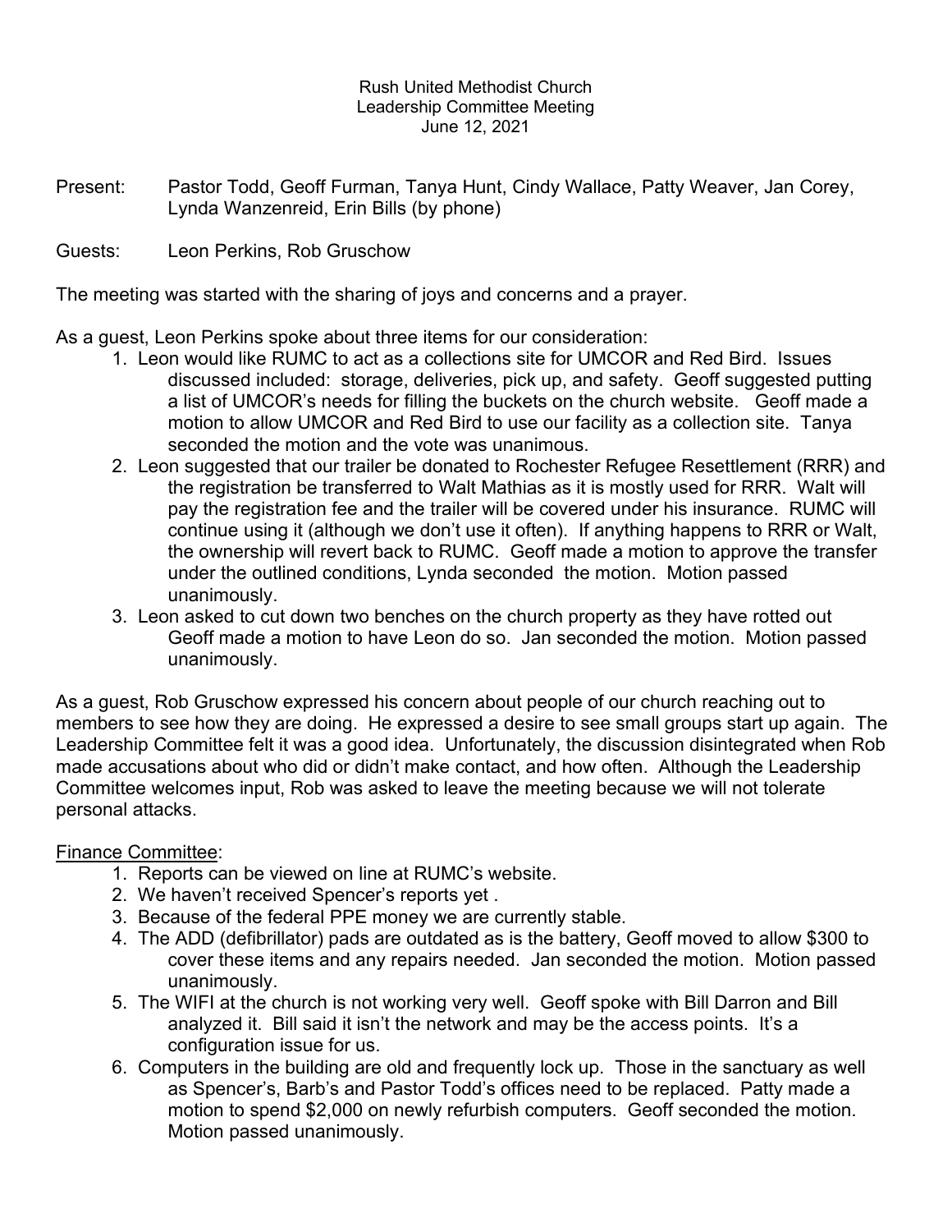Rush United Methodist Church
Leadership Committee Meeting
June 12, 2021

Present: Pastor Todd, Geoff Furman, Tanya Hunt, Cindy Wallace, Patty Weaver, Jan Corey, Lynda Wanzenreid, Erin Bills (by phone)

Guests: Leon Perkins, Rob Gruschow

The meeting was started with the sharing of joys and concerns and a prayer.

As a guest, Leon Perkins spoke about three items for our consideration:

1. Leon would like RUMC to act as a collections site for UMCOR and Red Bird. Issues discussed included: storage, deliveries, pick up, and safety. Geoff suggested putting a list of UMCOR's needs for filling the buckets on the church website. Geoff made a motion to allow UMCOR and Red Bird to use our facility as a collection site. Tanya seconded the motion and the vote was unanimous.
2. Leon suggested that our trailer be donated to Rochester Refugee Resettlement (RRR) and the registration be transferred to Walt Mathias as it is mostly used for RRR. Walt will pay the registration fee and the trailer will be covered under his insurance. RUMC will continue using it (although we don't use it often). If anything happens to RRR or Walt, the ownership will revert back to RUMC. Geoff made a motion to approve the transfer under the outlined conditions, Lynda seconded the motion. Motion passed unanimously.
3. Leon asked to cut down two benches on the church property as they have rotted out Geoff made a motion to have Leon do so. Jan seconded the motion. Motion passed unanimously.

As a guest, Rob Gruschow expressed his concern about people of our church reaching out to members to see how they are doing. He expressed a desire to see small groups start up again. The Leadership Committee felt it was a good idea. Unfortunately, the discussion disintegrated when Rob made accusations about who did or didn't make contact, and how often. Although the Leadership Committee welcomes input, Rob was asked to leave the meeting because we will not tolerate personal attacks.

<u>Finance Committee</u>:

1. Reports can be viewed on line at RUMC's website.
2. We haven't received Spencer's reports yet .
3. Because of the federal PPE money we are currently stable.
4. The ADD (defibrillator) pads are outdated as is the battery, Geoff moved to allow $300 to cover these items and any repairs needed. Jan seconded the motion. Motion passed unanimously.
5. The WIFI at the church is not working very well. Geoff spoke with Bill Darron and Bill analyzed it. Bill said it isn't the network and may be the access points. It's a configuration issue for us.
6. Computers in the building are old and frequently lock up. Those in the sanctuary as well as Spencer's, Barb's and Pastor Todd's offices need to be replaced. Patty made a motion to spend $2,000 on newly refurbish computers. Geoff seconded the motion. Motion passed unanimously.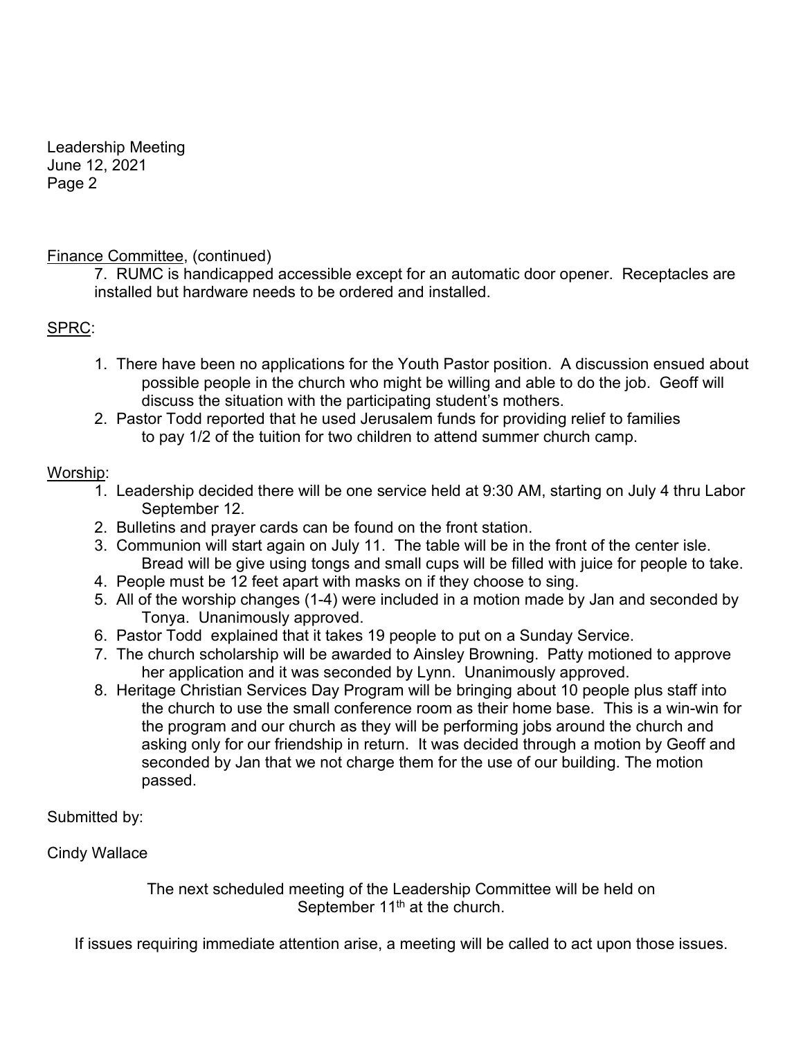Leadership Meeting
June 12, 2021

<u>Finance Committee</u>, (continued)

7. RUMC is handicapped accessible except for an automatic door opener. Receptacles are installed but hardware needs to be ordered and installed.

<u>SPRC</u>:

1. There have been no applications for the Youth Pastor position. A discussion ensued about possible people in the church who might be willing and able to do the job. Geoff will discuss the situation with the participating student's mothers.
2. Pastor Todd reported that he used Jerusalem funds for providing relief to families to pay 1/2 of the tuition for two children to attend summer church camp.

<u>Worship</u>:

1. Leadership decided there will be one service held at 9:30 AM, starting on July 4 thru Labor September 12.
2. Bulletins and prayer cards can be found on the front station.
3. Communion will start again on July 11. The table will be in the front of the center isle. Bread will be give using tongs and small cups will be filled with juice for people to take.
4. People must be 12 feet apart with masks on if they choose to sing.
5. All of the worship changes (1-4) were included in a motion made by Jan and seconded by Tonya. Unanimously approved.
6. Pastor Todd explained that it takes 19 people to put on a Sunday Service.
7. The church scholarship will be awarded to Ainsley Browning. Patty motioned to approve her application and it was seconded by Lynn. Unanimously approved.
8. Heritage Christian Services Day Program will be bringing about 10 people plus staff into the church to use the small conference room as their home base. This is a win-win for the program and our church as they will be performing jobs around the church and asking only for our friendship in return. It was decided through a motion by Geoff and seconded by Jan that we not charge them for the use of our building. The motion passed.

Submitted by:

Cindy Wallace

The next scheduled meeting of the Leadership Committee will be held on September 11th at the church.

If issues requiring immediate attention arise, a meeting will be called to act upon those issues.